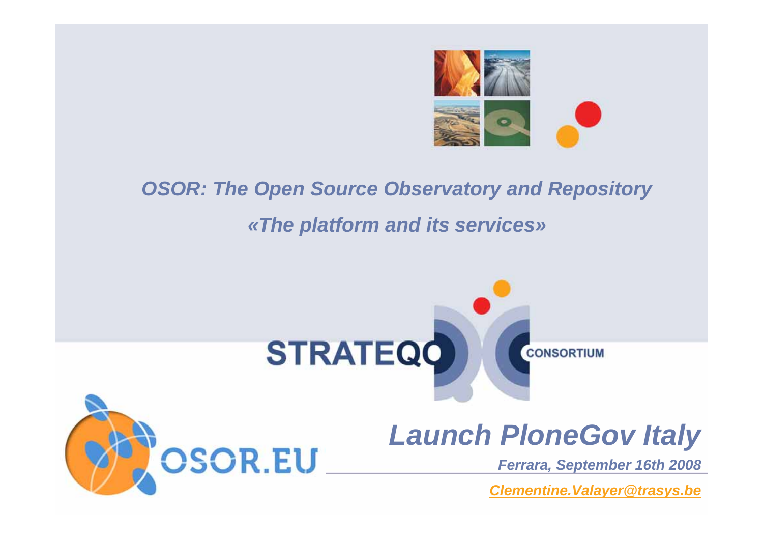# OSOR: The Open Source Observatory and Repository

## *«The platform and its services»*

STRATEQC CONSORTIUM

OSOR.EU

## *Launch PloneGov Italy*

***Ferrara, September 16th 2008***

***Clementine.Valayer@trasys.be***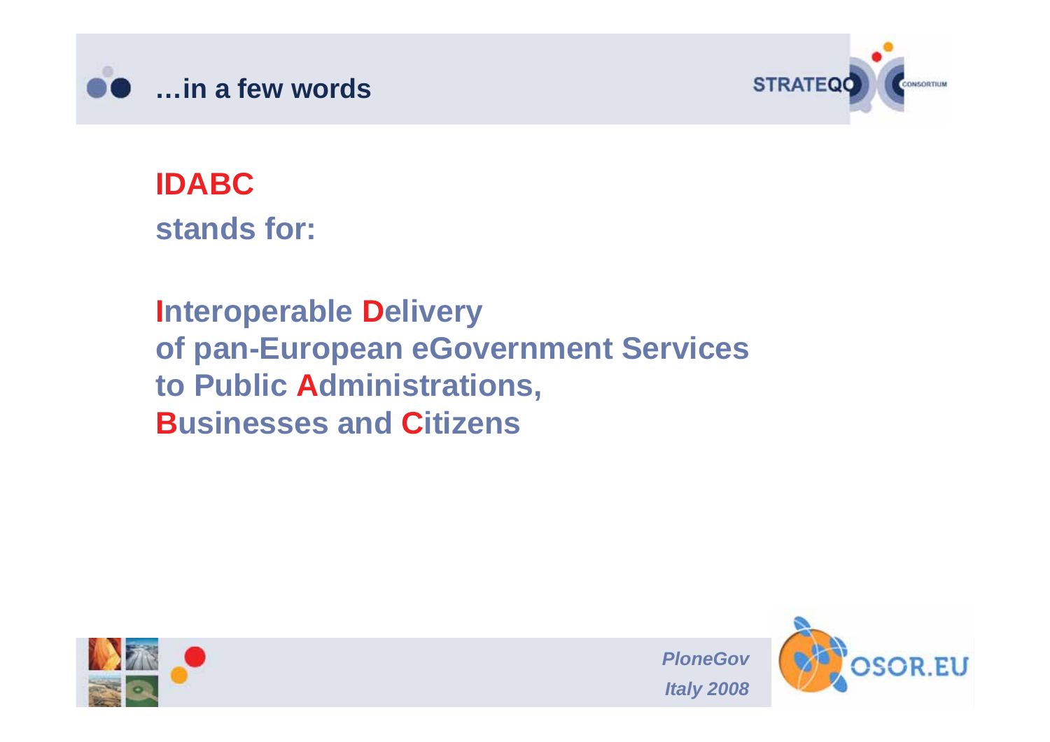# …in a few words

**IDABC**
**stands for:**

**Interoperable Delivery**
**of pan-European eGovernment Services**
**to Public Administrations,**
**Businesses and Citizens**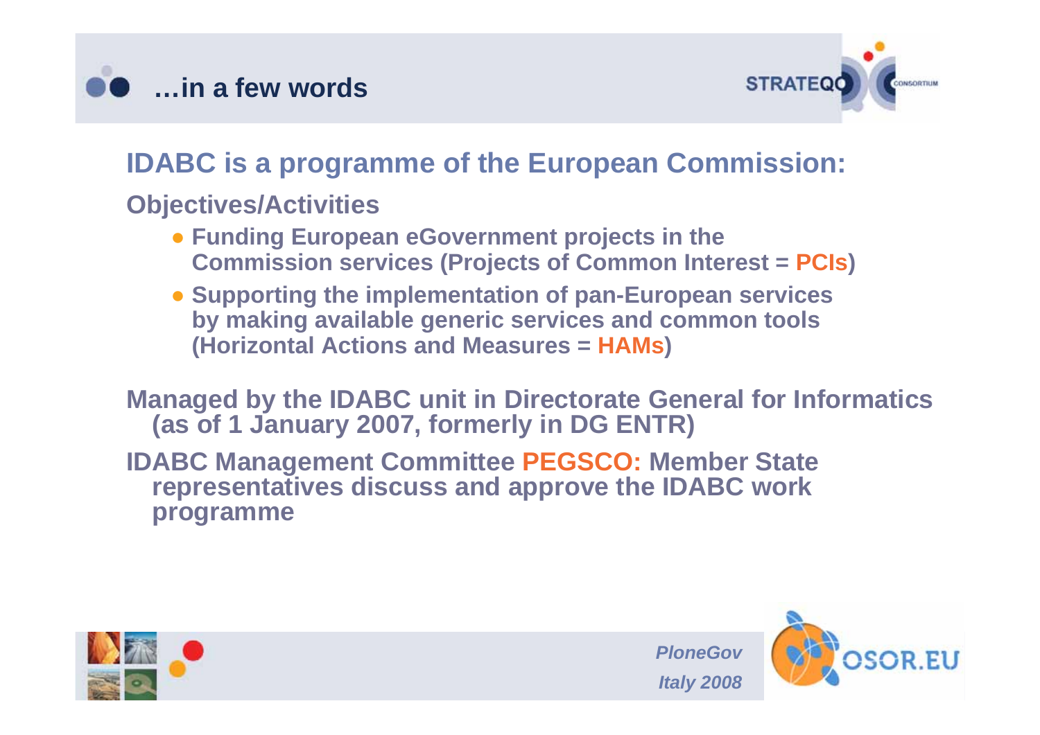# …in a few words

## IDABC is a programme of the European Commission:

**Objectives/Activities**

- **Funding European eGovernment projects in the Commission services (Projects of Common Interest = PCIs)**
- **Supporting the implementation of pan-European services by making available generic services and common tools (Horizontal Actions and Measures = HAMs)**

**Managed by the IDABC unit in Directorate General for Informatics (as of 1 January 2007, formerly in DG ENTR)**

**IDABC Management Committee PEGSCO: Member State representatives discuss and approve the IDABC work programme**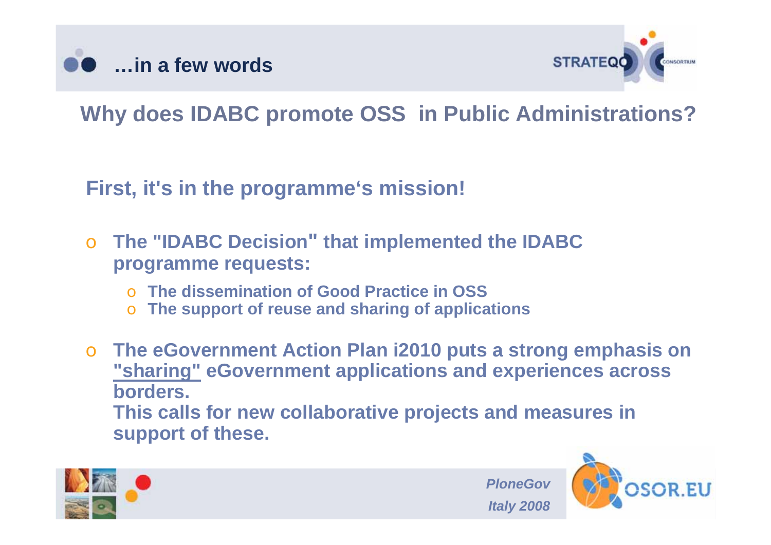## …in a few words

# Why does IDABC promote OSS in Public Administrations?

**First, it's in the programme's mission!**

- **The "IDABC Decision" that implemented the IDABC programme requests:**
  - **The dissemination of Good Practice in OSS**
  - **The support of reuse and sharing of applications**
- **The eGovernment Action Plan i2010 puts a strong emphasis on "sharing" eGovernment applications and experiences across borders.**
  **This calls for new collaborative projects and measures in support of these.**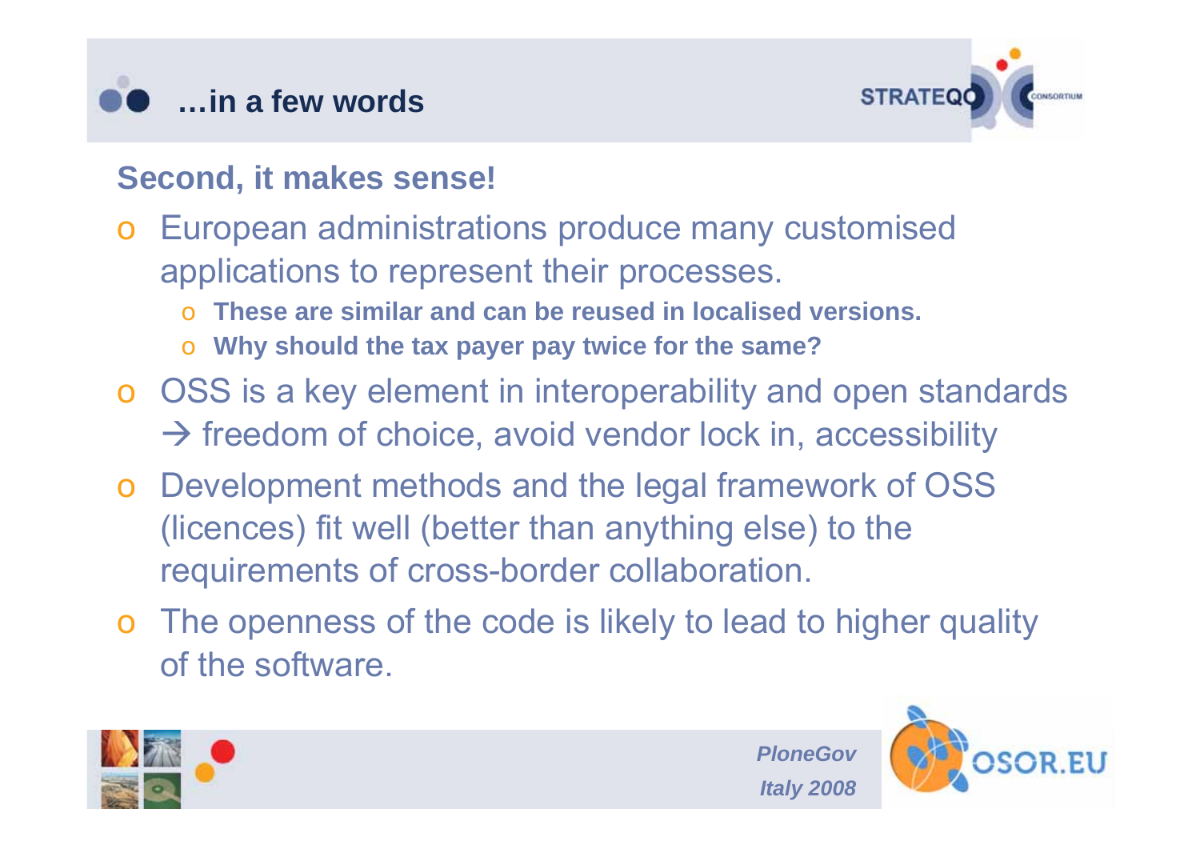# …in a few words

## Second, it makes sense!

- European administrations produce many customised applications to represent their processes.
  - **These are similar and can be reused in localised versions.**
  - **Why should the tax payer pay twice for the same?**
- OSS is a key element in interoperability and open standards → freedom of choice, avoid vendor lock in, accessibility
- Development methods and the legal framework of OSS (licences) fit well (better than anything else) to the requirements of cross-border collaboration.
- The openness of the code is likely to lead to higher quality of the software.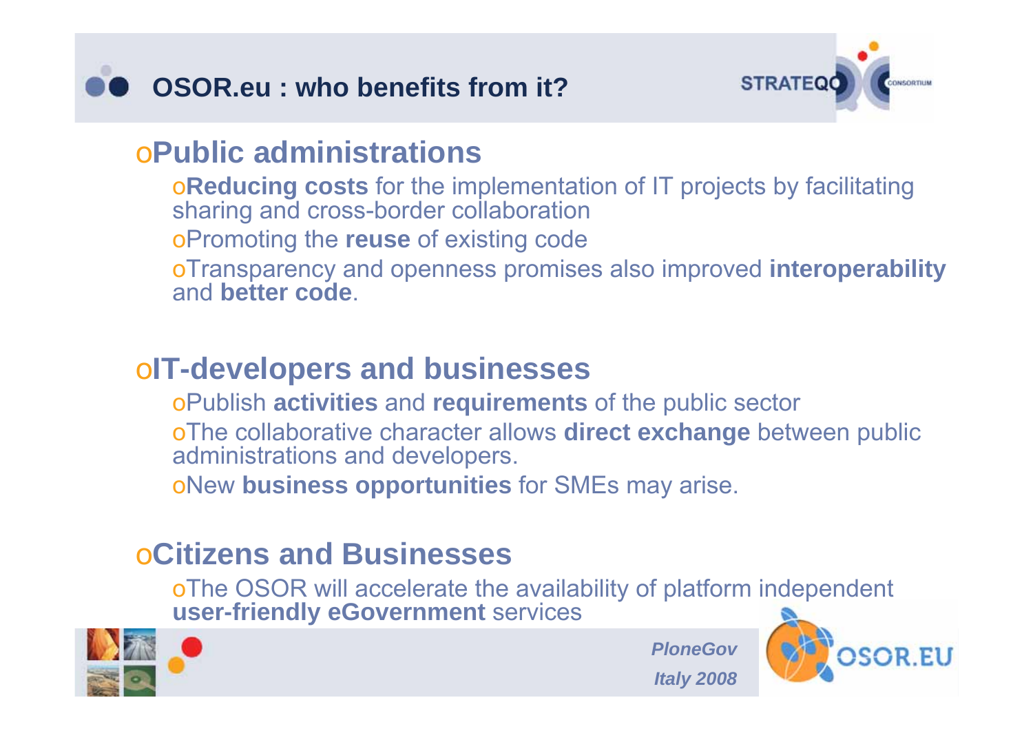# OSOR.eu : who benefits from it?

## Public administrations

- **Reducing costs** for the implementation of IT projects by facilitating sharing and cross-border collaboration
- Promoting the **reuse** of existing code
- Transparency and openness promises also improved **interoperability** and **better code**.

## IT-developers and businesses

- Publish **activities** and **requirements** of the public sector
- The collaborative character allows **direct exchange** between public administrations and developers.
- New **business opportunities** for SMEs may arise.

## Citizens and Businesses

- The OSOR will accelerate the availability of platform independent **user-friendly eGovernment** services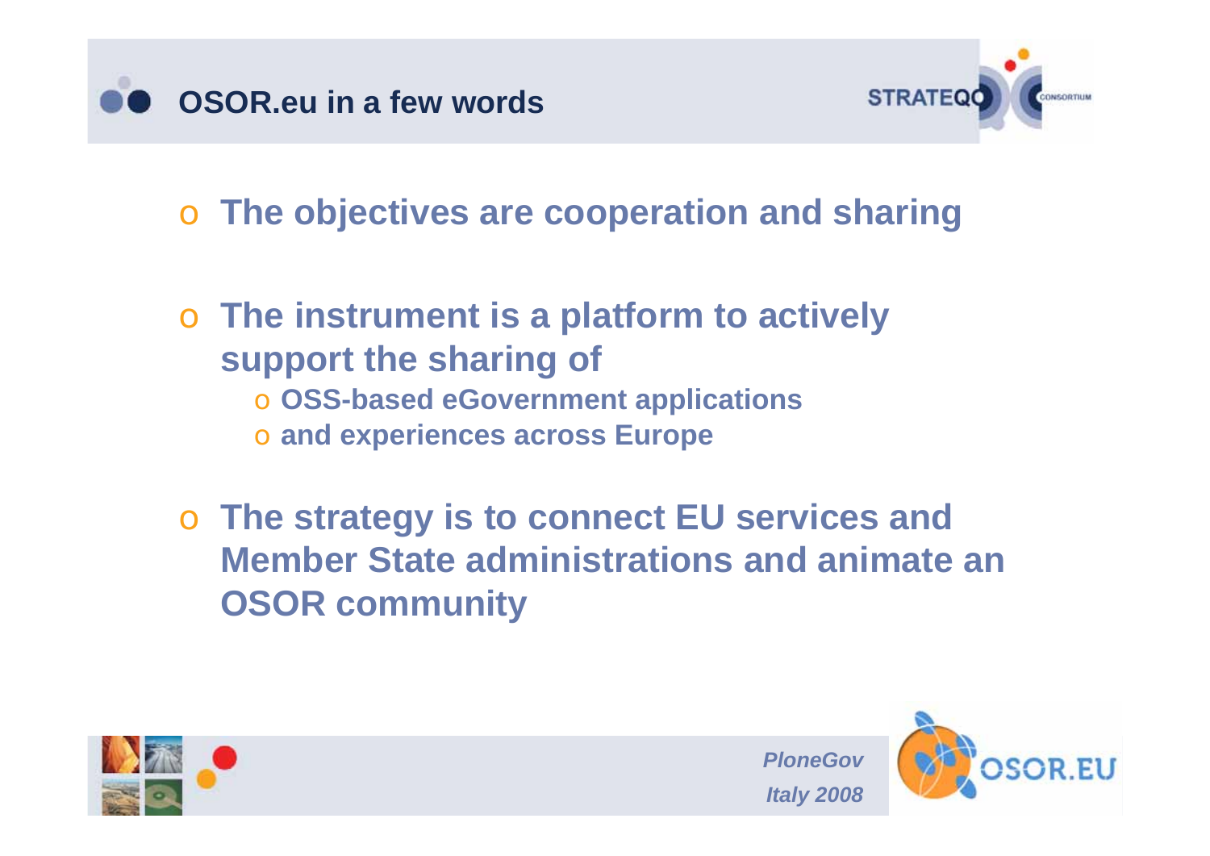# OSOR.eu in a few words

- **The objectives are cooperation and sharing**
- **The instrument is a platform to actively support the sharing of**
  - **OSS-based eGovernment applications**
  - **and experiences across Europe**
- **The strategy is to connect EU services and Member State administrations and animate an OSOR community**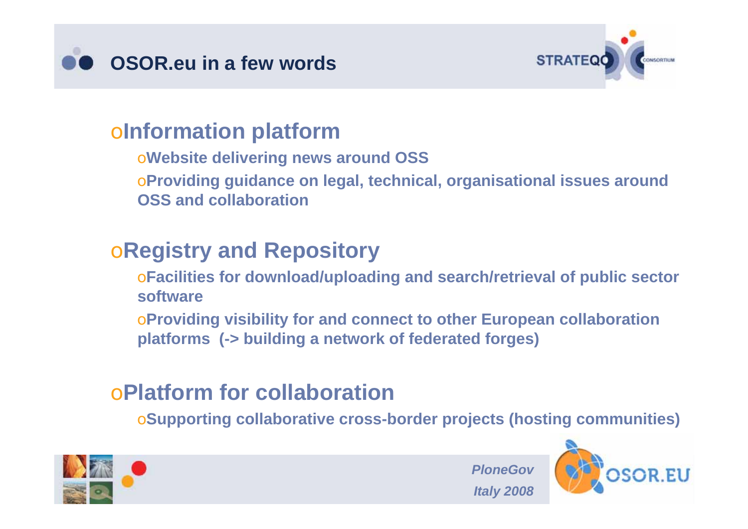# OSOR.eu in a few words

- **Information platform**
  - **Website delivering news around OSS**
  - **Providing guidance on legal, technical, organisational issues around OSS and collaboration**
- **Registry and Repository**
  - **Facilities for download/uploading and search/retrieval of public sector software**
  - **Providing visibility for and connect to other European collaboration platforms (-> building a network of federated forges)**
- **Platform for collaboration**
  - **Supporting collaborative cross-border projects (hosting communities)**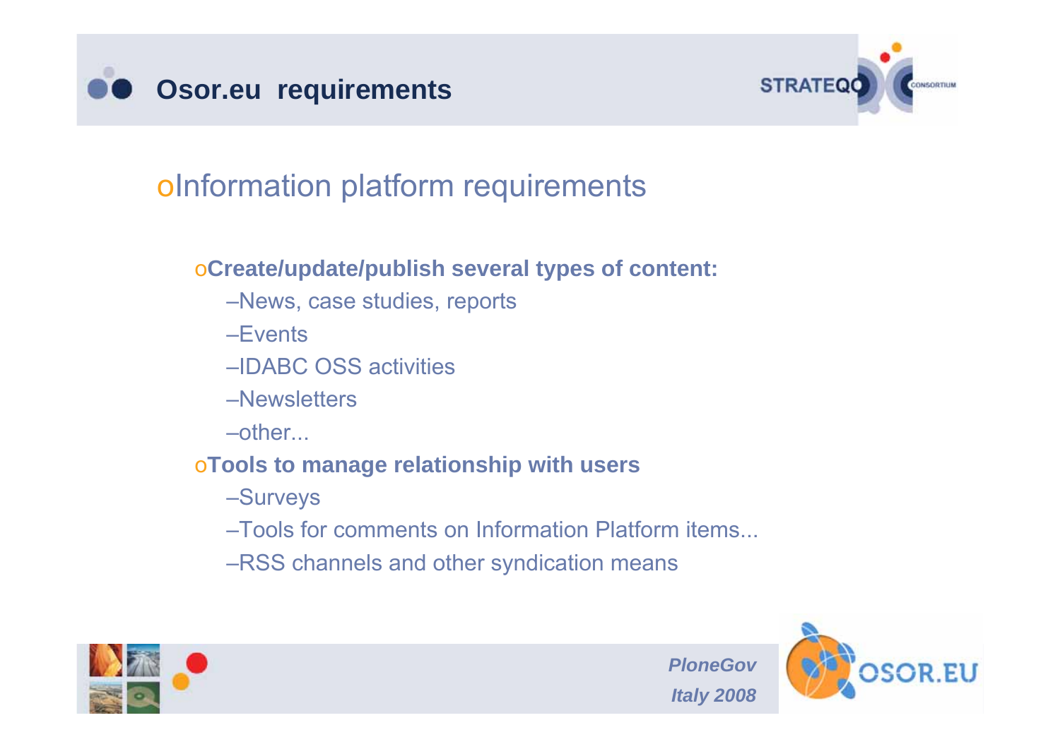# Osor.eu requirements

## Information platform requirements

- **Create/update/publish several types of content:**
  - News, case studies, reports
  - Events
  - IDABC OSS activities
  - Newsletters
  - other...
- **Tools to manage relationship with users**
  - Surveys
  - Tools for comments on Information Platform items...
  - RSS channels and other syndication means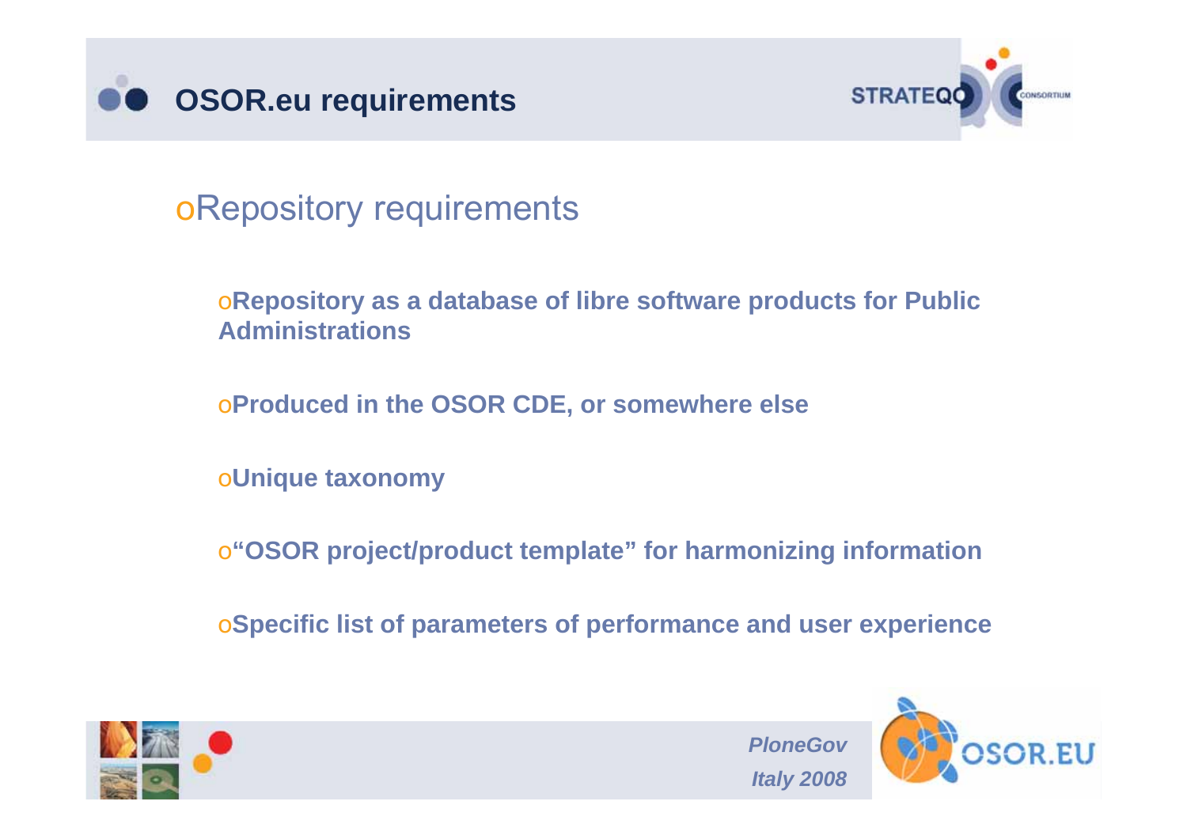# OSOR.eu requirements

## Repository requirements

- **Repository as a database of libre software products for Public Administrations**
- **Produced in the OSOR CDE, or somewhere else**
- **Unique taxonomy**
- **"OSOR project/product template" for harmonizing information**
- **Specific list of parameters of performance and user experience**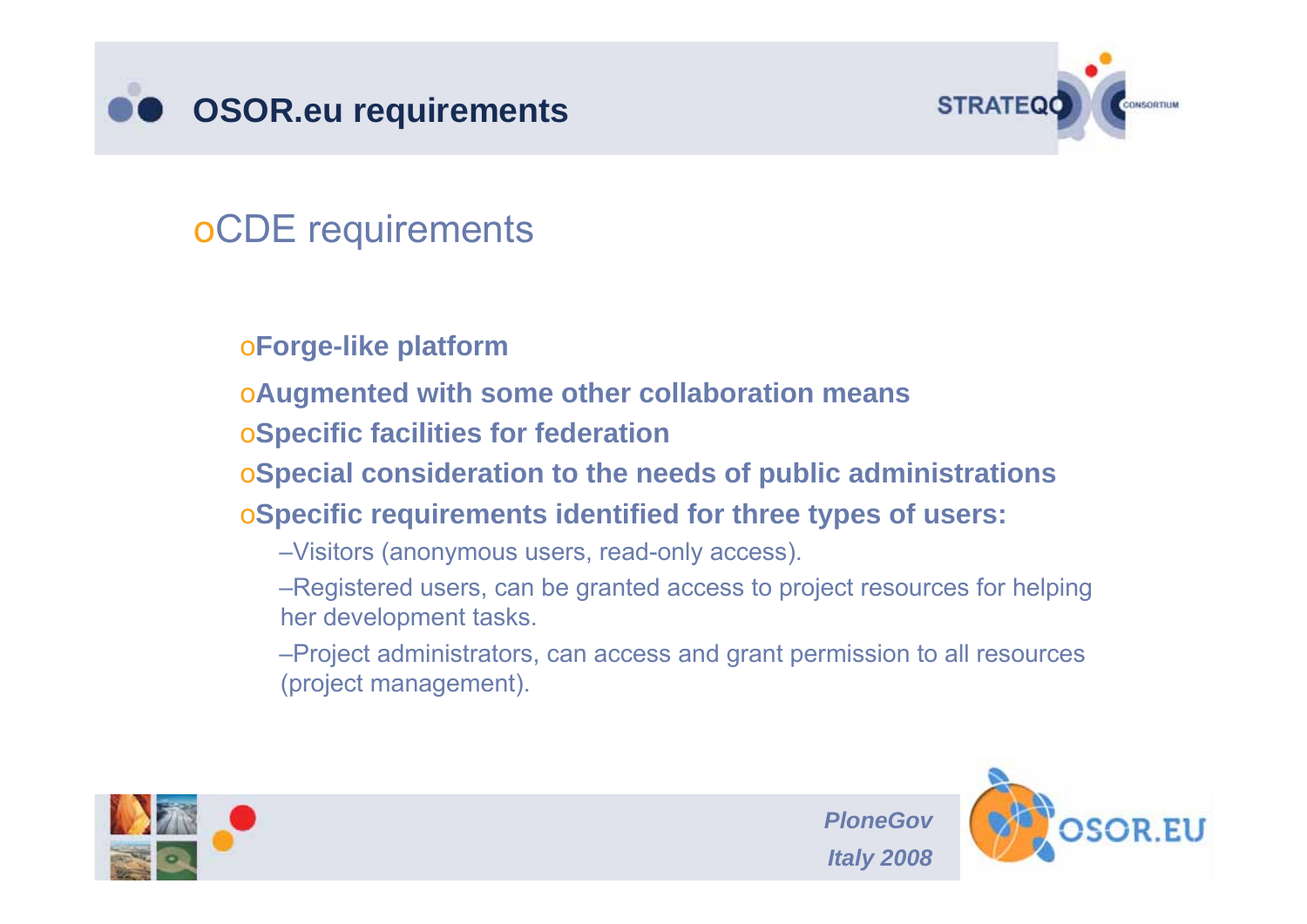# OSOR.eu requirements

## CDE requirements

- **Forge-like platform**
- **Augmented with some other collaboration means**
- **Specific facilities for federation**
- **Special consideration to the needs of public administrations**
- **Specific requirements identified for three types of users:**
  - Visitors (anonymous users, read-only access).
  - Registered users, can be granted access to project resources for helping her development tasks.
  - Project administrators, can access and grant permission to all resources (project management).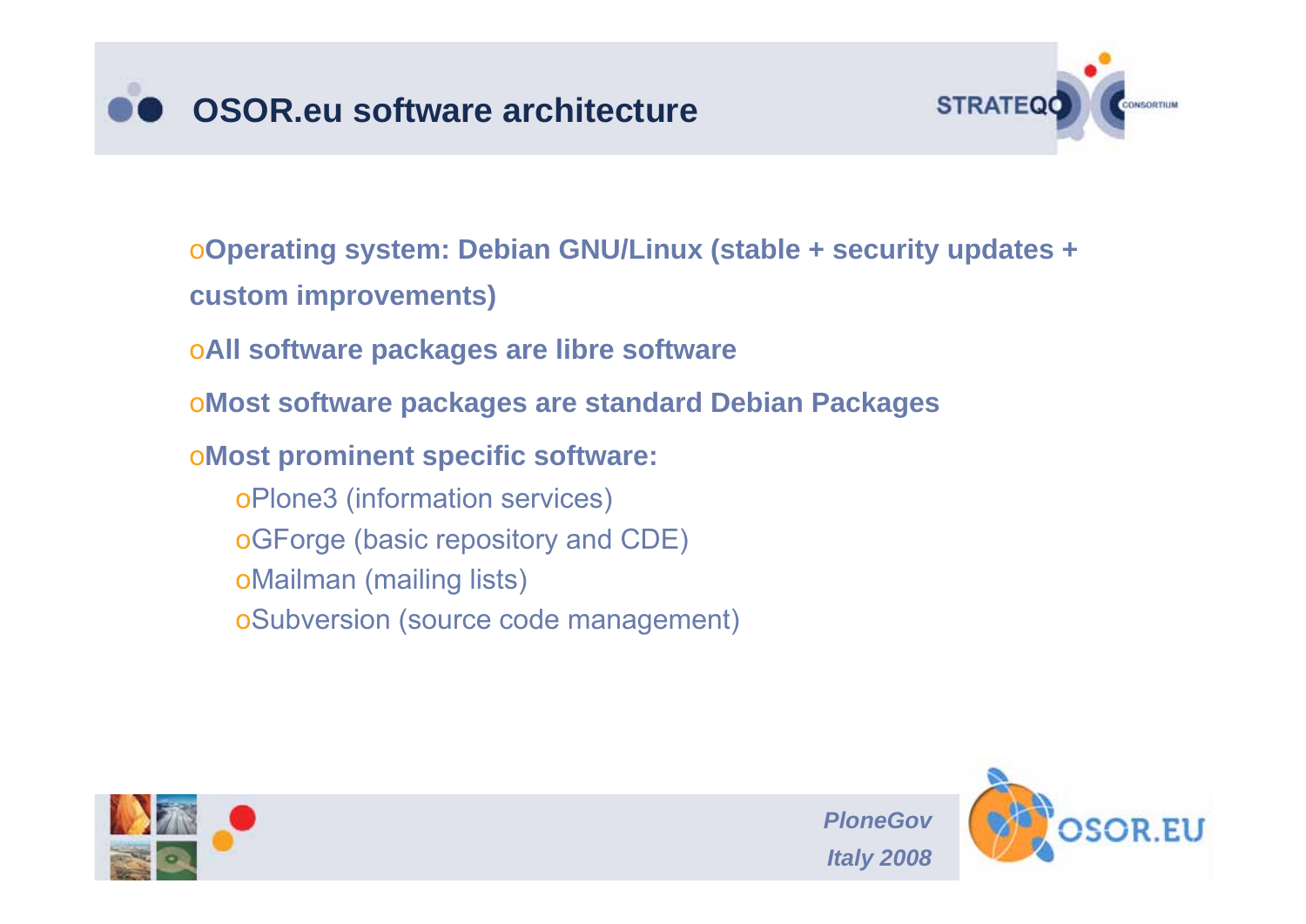# OSOR.eu software architecture

- **Operating system: Debian GNU/Linux (stable + security updates + custom improvements)**
- **All software packages are libre software**
- **Most software packages are standard Debian Packages**
- **Most prominent specific software:**
  - Plone3 (information services)
  - GForge (basic repository and CDE)
  - Mailman (mailing lists)
  - Subversion (source code management)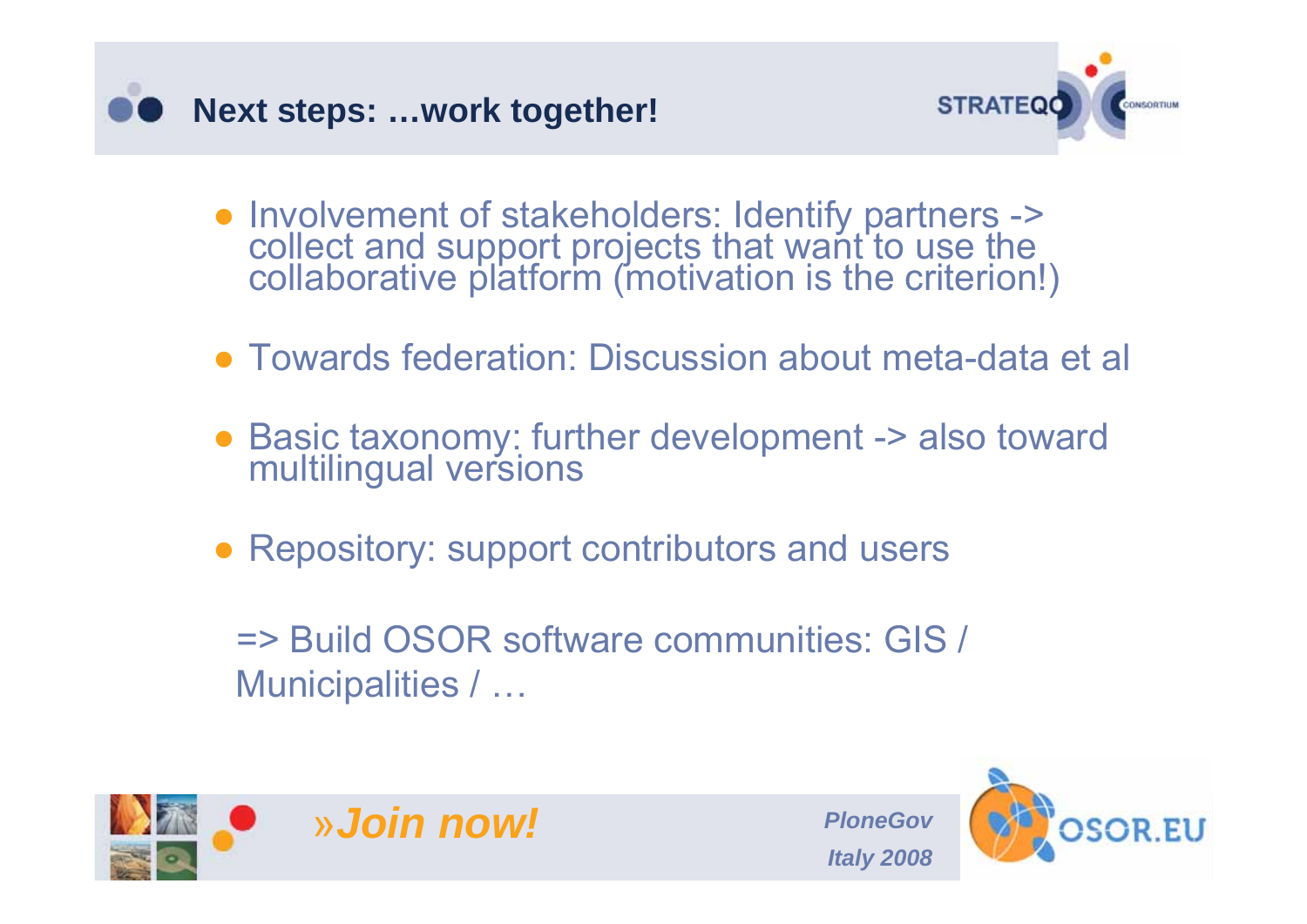## Next steps: …work together!

- Involvement of stakeholders: Identify partners -> collect and support projects that want to use the collaborative platform (motivation is the criterion!)
- Towards federation: Discussion about meta-data et al
- Basic taxonomy: further development -> also toward multilingual versions
- Repository: support contributors and users

=> Build OSOR software communities: GIS / Municipalities / …

»*Join now!*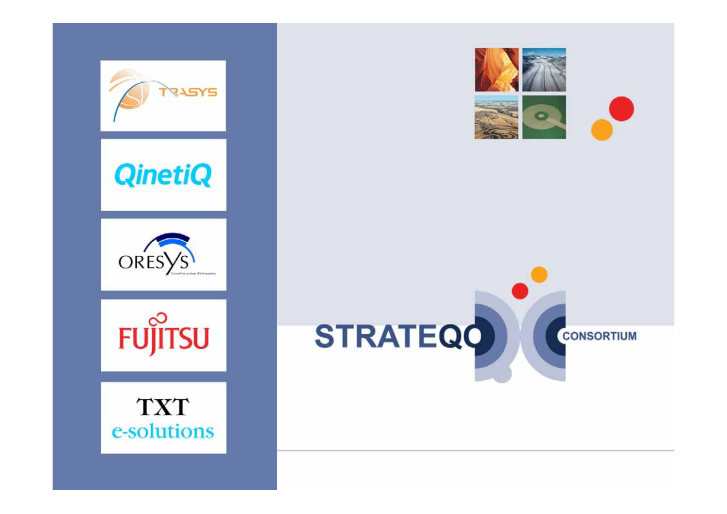TRASYS

QinetiQ

ORESYS

FUJITSU

TXT
e-solutions

STRATEQC CONSORTIUM